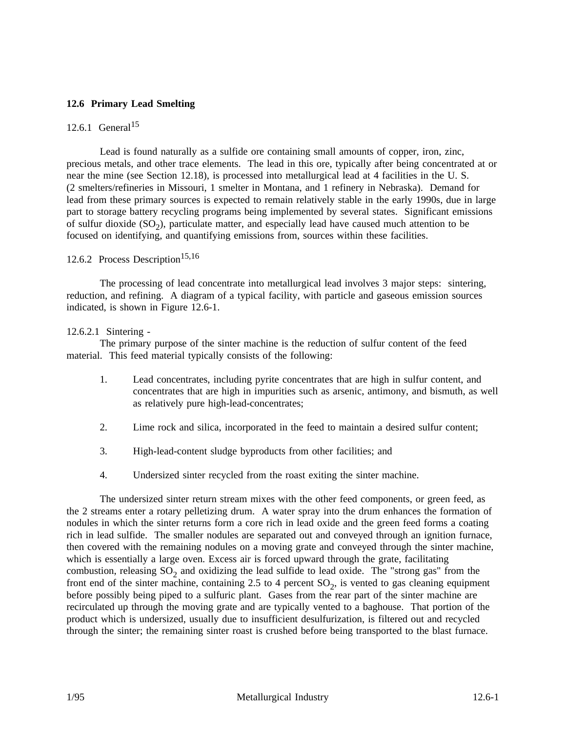## 12.6 Primary Lead Smelting

### 12.6.1 General[15]

Lead is found naturally as a sulfide ore containing small amounts of copper, iron, zinc, precious metals, and other trace elements. The lead in this ore, typically after being concentrated at or near the mine (see Section 12.18), is processed into metallurgical lead at 4 facilities in the U. S. (2 smelters/refineries in Missouri, 1 smelter in Montana, and 1 refinery in Nebraska). Demand for lead from these primary sources is expected to remain relatively stable in the early 1990s, due in large part to storage battery recycling programs being implemented by several states. Significant emissions of sulfur dioxide ($SO_2$), particulate matter, and especially lead have caused much attention to be focused on identifying, and quantifying emissions from, sources within these facilities.

### 12.6.2 Process Description[15,16]

The processing of lead concentrate into metallurgical lead involves 3 major steps: sintering, reduction, and refining. A diagram of a typical facility, with particle and gaseous emission sources indicated, is shown in Figure 12.6-1.

#### 12.6.2.1 Sintering -

The primary purpose of the sinter machine is the reduction of sulfur content of the feed material. This feed material typically consists of the following:

1. Lead concentrates, including pyrite concentrates that are high in sulfur content, and concentrates that are high in impurities such as arsenic, antimony, and bismuth, as well as relatively pure high-lead-concentrates;
2. Lime rock and silica, incorporated in the feed to maintain a desired sulfur content;
3. High-lead-content sludge byproducts from other facilities; and
4. Undersized sinter recycled from the roast exiting the sinter machine.

The undersized sinter return stream mixes with the other feed components, or green feed, as the 2 streams enter a rotary pelletizing drum. A water spray into the drum enhances the formation of nodules in which the sinter returns form a core rich in lead oxide and the green feed forms a coating rich in lead sulfide. The smaller nodules are separated out and conveyed through an ignition furnace, then covered with the remaining nodules on a moving grate and conveyed through the sinter machine, which is essentially a large oven. Excess air is forced upward through the grate, facilitating combustion, releasing $SO_2$ and oxidizing the lead sulfide to lead oxide. The "strong gas" from the front end of the sinter machine, containing 2.5 to 4 percent $SO_2$, is vented to gas cleaning equipment before possibly being piped to a sulfuric plant. Gases from the rear part of the sinter machine are recirculated up through the moving grate and are typically vented to a baghouse. That portion of the product which is undersized, usually due to insufficient desulfurization, is filtered out and recycled through the sinter; the remaining sinter roast is crushed before being transported to the blast furnace.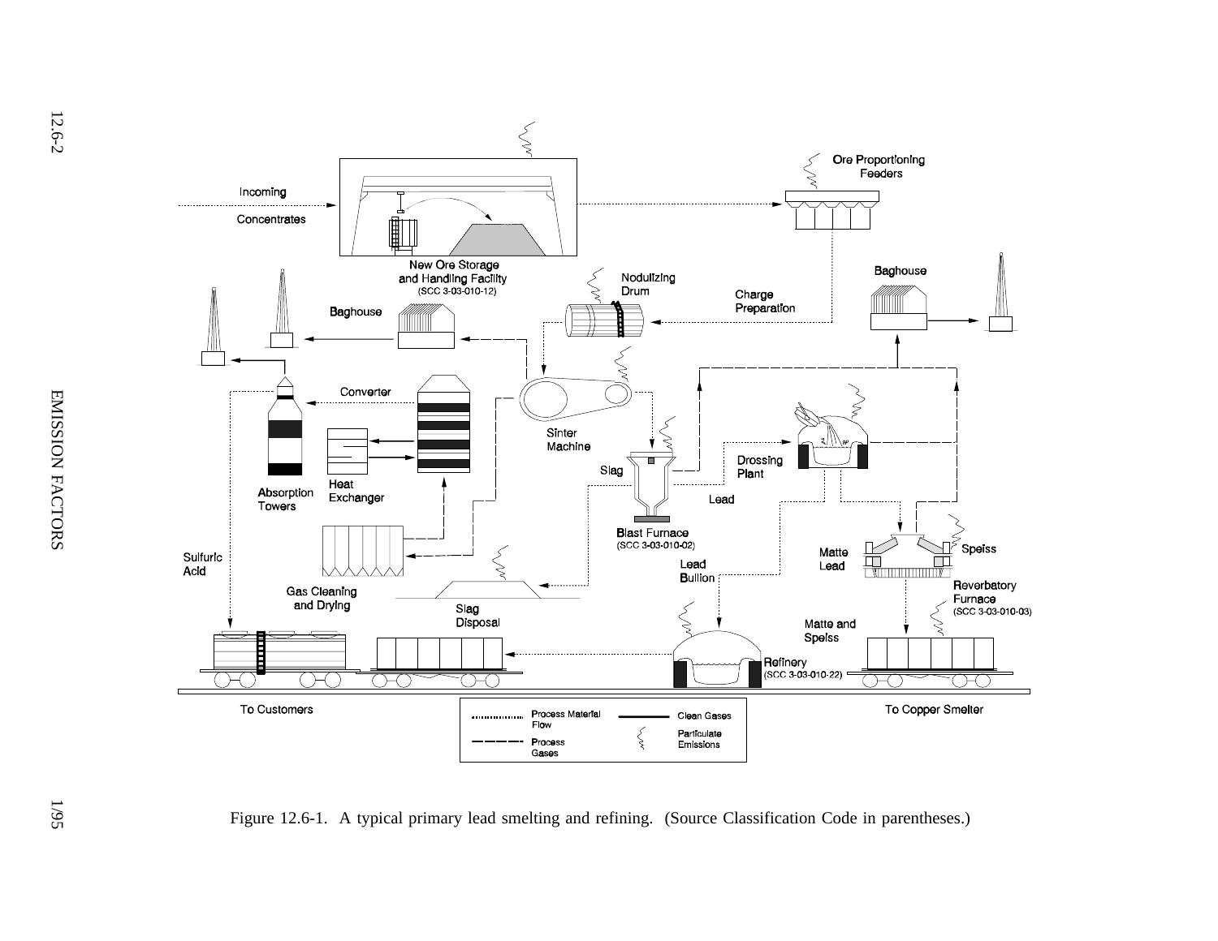Figure 12.6-1. A typical primary lead smelting and refining. (Source Classification Code in parentheses.)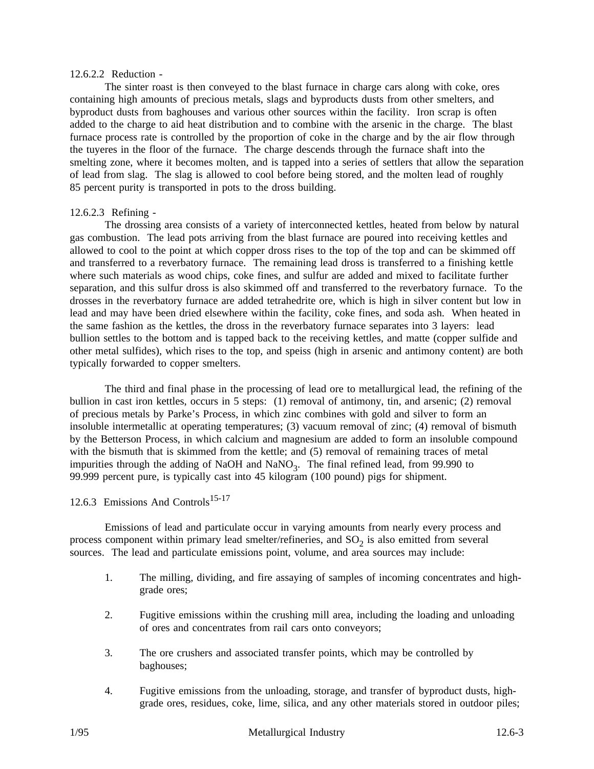12.6.2.2 Reduction -

The sinter roast is then conveyed to the blast furnace in charge cars along with coke, ores containing high amounts of precious metals, slags and byproducts dusts from other smelters, and byproduct dusts from baghouses and various other sources within the facility. Iron scrap is often added to the charge to aid heat distribution and to combine with the arsenic in the charge. The blast furnace process rate is controlled by the proportion of coke in the charge and by the air flow through the tuyeres in the floor of the furnace. The charge descends through the furnace shaft into the smelting zone, where it becomes molten, and is tapped into a series of settlers that allow the separation of lead from slag. The slag is allowed to cool before being stored, and the molten lead of roughly 85 percent purity is transported in pots to the dross building.

12.6.2.3 Refining -

The drossing area consists of a variety of interconnected kettles, heated from below by natural gas combustion. The lead pots arriving from the blast furnace are poured into receiving kettles and allowed to cool to the point at which copper dross rises to the top of the top and can be skimmed off and transferred to a reverbatory furnace. The remaining lead dross is transferred to a finishing kettle where such materials as wood chips, coke fines, and sulfur are added and mixed to facilitate further separation, and this sulfur dross is also skimmed off and transferred to the reverbatory furnace. To the drosses in the reverbatory furnace are added tetrahedrite ore, which is high in silver content but low in lead and may have been dried elsewhere within the facility, coke fines, and soda ash. When heated in the same fashion as the kettles, the dross in the reverbatory furnace separates into 3 layers: lead bullion settles to the bottom and is tapped back to the receiving kettles, and matte (copper sulfide and other metal sulfides), which rises to the top, and speiss (high in arsenic and antimony content) are both typically forwarded to copper smelters.

The third and final phase in the processing of lead ore to metallurgical lead, the refining of the bullion in cast iron kettles, occurs in 5 steps: (1) removal of antimony, tin, and arsenic; (2) removal of precious metals by Parke's Process, in which zinc combines with gold and silver to form an insoluble intermetallic at operating temperatures; (3) vacuum removal of zinc; (4) removal of bismuth by the Betterson Process, in which calcium and magnesium are added to form an insoluble compound with the bismuth that is skimmed from the kettle; and (5) removal of remaining traces of metal impurities through the adding of NaOH and $NaNO_3$. The final refined lead, from 99.990 to 99.999 percent pure, is typically cast into 45 kilogram (100 pound) pigs for shipment.

## 12.6.3 Emissions And Controls[15-17]

Emissions of lead and particulate occur in varying amounts from nearly every process and process component within primary lead smelter/refineries, and $SO_2$ is also emitted from several sources. The lead and particulate emissions point, volume, and area sources may include:

1. The milling, dividing, and fire assaying of samples of incoming concentrates and high-grade ores;

2. Fugitive emissions within the crushing mill area, including the loading and unloading of ores and concentrates from rail cars onto conveyors;

3. The ore crushers and associated transfer points, which may be controlled by baghouses;

4. Fugitive emissions from the unloading, storage, and transfer of byproduct dusts, high-grade ores, residues, coke, lime, silica, and any other materials stored in outdoor piles;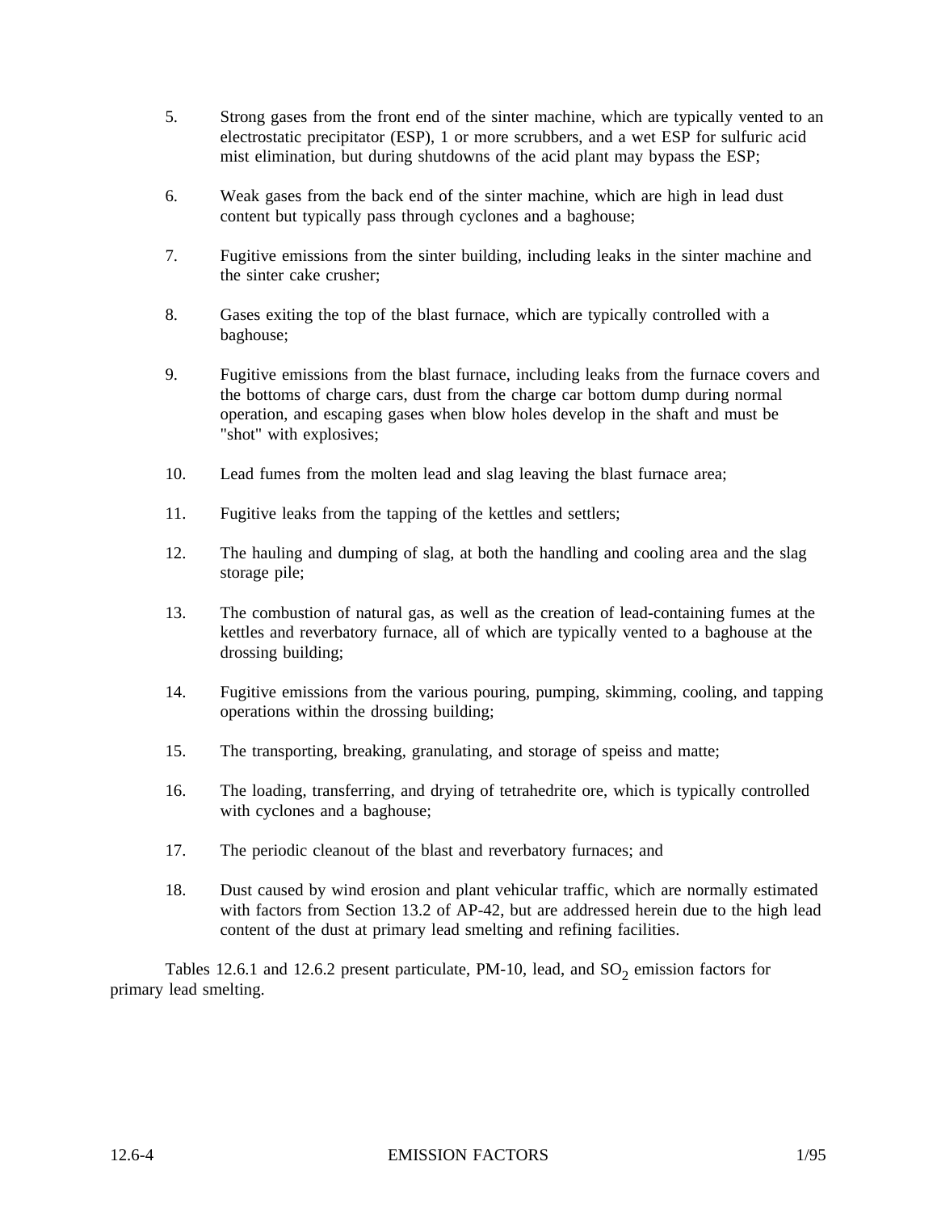5. Strong gases from the front end of the sinter machine, which are typically vented to an electrostatic precipitator (ESP), 1 or more scrubbers, and a wet ESP for sulfuric acid mist elimination, but during shutdowns of the acid plant may bypass the ESP;

6. Weak gases from the back end of the sinter machine, which are high in lead dust content but typically pass through cyclones and a baghouse;

7. Fugitive emissions from the sinter building, including leaks in the sinter machine and the sinter cake crusher;

8. Gases exiting the top of the blast furnace, which are typically controlled with a baghouse;

9. Fugitive emissions from the blast furnace, including leaks from the furnace covers and the bottoms of charge cars, dust from the charge car bottom dump during normal operation, and escaping gases when blow holes develop in the shaft and must be "shot" with explosives;

10. Lead fumes from the molten lead and slag leaving the blast furnace area;

11. Fugitive leaks from the tapping of the kettles and settlers;

12. The hauling and dumping of slag, at both the handling and cooling area and the slag storage pile;

13. The combustion of natural gas, as well as the creation of lead-containing fumes at the kettles and reverbatory furnace, all of which are typically vented to a baghouse at the drossing building;

14. Fugitive emissions from the various pouring, pumping, skimming, cooling, and tapping operations within the drossing building;

15. The transporting, breaking, granulating, and storage of speiss and matte;

16. The loading, transferring, and drying of tetrahedrite ore, which is typically controlled with cyclones and a baghouse;

17. The periodic cleanout of the blast and reverbatory furnaces; and

18. Dust caused by wind erosion and plant vehicular traffic, which are normally estimated with factors from Section 13.2 of AP-42, but are addressed herein due to the high lead content of the dust at primary lead smelting and refining facilities.

Tables 12.6.1 and 12.6.2 present particulate, PM-10, lead, and $SO_2$ emission factors for primary lead smelting.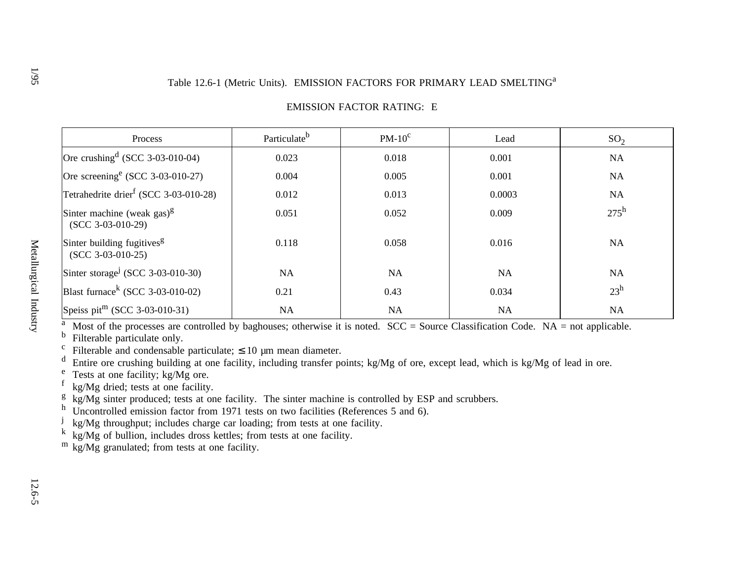Table 12.6-1 (Metric Units). EMISSION FACTORS FOR PRIMARY LEAD SMELTING[a]

EMISSION FACTOR RATING: E

| Process | Particulate[b] | PM-10[c] | Lead | $SO_2$ |
|---|---|---|---|---|
| Ore crushing[d] (SCC 3-03-010-04) | 0.023 | 0.018 | 0.001 | NA |
| Ore screening[e] (SCC 3-03-010-27) | 0.004 | 0.005 | 0.001 | NA |
| Tetrahedrite drier[f] (SCC 3-03-010-28) | 0.012 | 0.013 | 0.0003 | NA |
| Sinter machine (weak gas)[g] (SCC 3-03-010-29) | 0.051 | 0.052 | 0.009 | 275[h] |
| Sinter building fugitives[g] (SCC 3-03-010-25) | 0.118 | 0.058 | 0.016 | NA |
| Sinter storage[j] (SCC 3-03-010-30) | NA | NA | NA | NA |
| Blast furnace[k] (SCC 3-03-010-02) | 0.21 | 0.43 | 0.034 | 23[h] |
| Speiss pit[m] (SCC 3-03-010-31) | NA | NA | NA | NA |

[a] Most of the processes are controlled by baghouses; otherwise it is noted. SCC = Source Classification Code. NA = not applicable.
[b] Filterable particulate only.
[c] Filterable and condensable particulate; $\leq 10$ μm mean diameter.
[d] Entire ore crushing building at one facility, including transfer points; kg/Mg of ore, except lead, which is kg/Mg of lead in ore.
[e] Tests at one facility; kg/Mg ore.
[f] kg/Mg dried; tests at one facility.
[g] kg/Mg sinter produced; tests at one facility. The sinter machine is controlled by ESP and scrubbers.
[h] Uncontrolled emission factor from 1971 tests on two facilities (References 5 and 6).
[j] kg/Mg throughput; includes charge car loading; from tests at one facility.
[k] kg/Mg of bullion, includes dross kettles; from tests at one facility.
[m] kg/Mg granulated; from tests at one facility.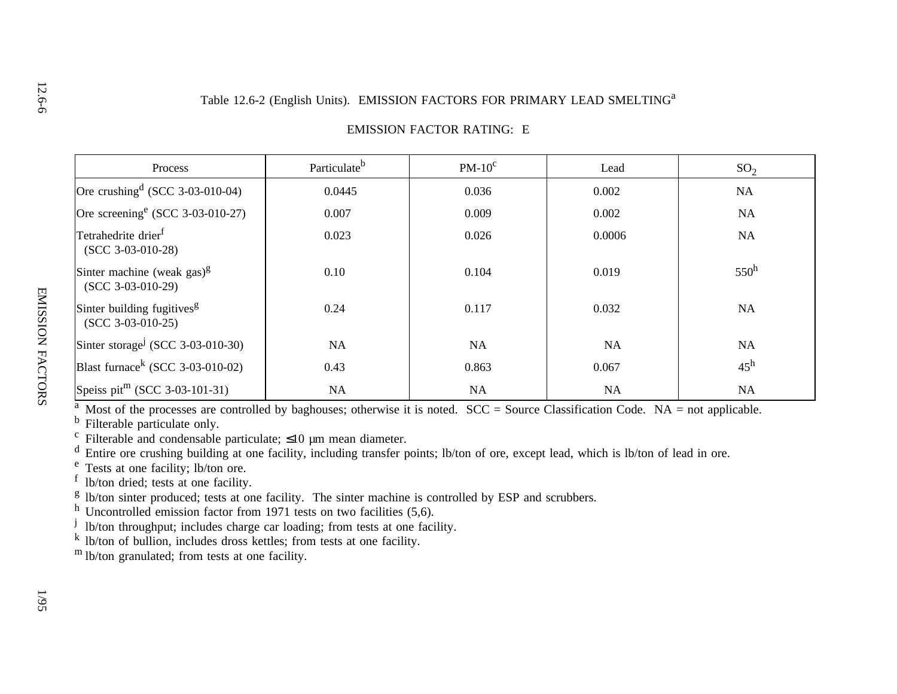Table 12.6-2 (English Units). EMISSION FACTORS FOR PRIMARY LEAD SMELTING[a]

EMISSION FACTOR RATING: E

| Process | Particulate[b] | PM-10[c] | Lead | $SO_2$ |
| --- | --- | --- | --- | --- |
| Ore crushing[d] (SCC 3-03-010-04) | 0.0445 | 0.036 | 0.002 | NA |
| Ore screening[e] (SCC 3-03-010-27) | 0.007 | 0.009 | 0.002 | NA |
| Tetrahedrite drier[f] (SCC 3-03-010-28) | 0.023 | 0.026 | 0.0006 | NA |
| Sinter machine (weak gas)[g] (SCC 3-03-010-29) | 0.10 | 0.104 | 0.019 | 550[h] |
| Sinter building fugitives[g] (SCC 3-03-010-25) | 0.24 | 0.117 | 0.032 | NA |
| Sinter storage[j] (SCC 3-03-010-30) | NA | NA | NA | NA |
| Blast furnace[k] (SCC 3-03-010-02) | 0.43 | 0.863 | 0.067 | 45[h] |
| Speiss pit[m] (SCC 3-03-101-31) | NA | NA | NA | NA |

[a] Most of the processes are controlled by baghouses; otherwise it is noted. SCC = Source Classification Code. NA = not applicable.
[b] Filterable particulate only.
[c] Filterable and condensable particulate; ≤10 µm mean diameter.
[d] Entire ore crushing building at one facility, including transfer points; lb/ton of ore, except lead, which is lb/ton of lead in ore.
[e] Tests at one facility; lb/ton ore.
[f] lb/ton dried; tests at one facility.
[g] lb/ton sinter produced; tests at one facility. The sinter machine is controlled by ESP and scrubbers.
[h] Uncontrolled emission factor from 1971 tests on two facilities (5,6).
[j] lb/ton throughput; includes charge car loading; from tests at one facility.
[k] lb/ton of bullion, includes dross kettles; from tests at one facility.
[m] lb/ton granulated; from tests at one facility.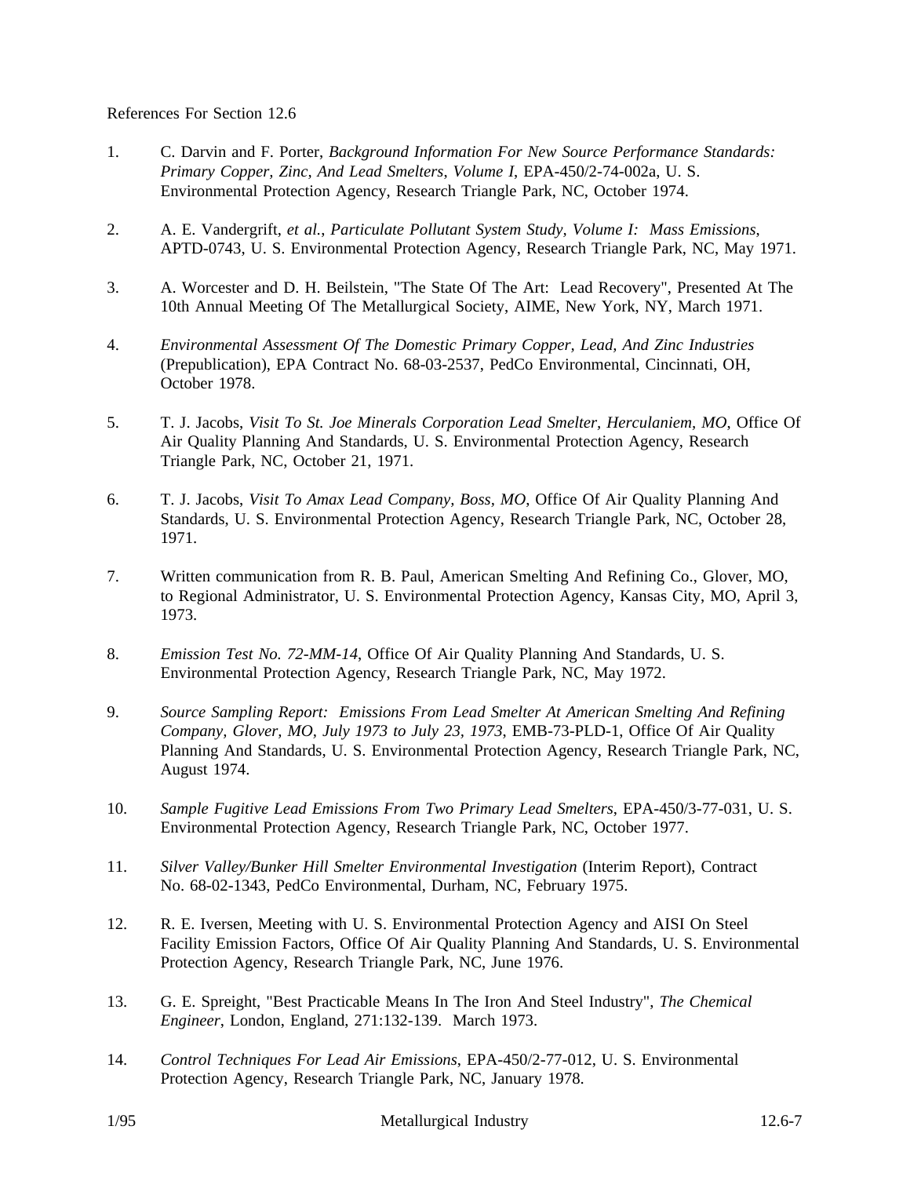References For Section 12.6

1. C. Darvin and F. Porter, *Background Information For New Source Performance Standards: Primary Copper, Zinc, And Lead Smelters, Volume I*, EPA-450/2-74-002a, U. S. Environmental Protection Agency, Research Triangle Park, NC, October 1974.

2. A. E. Vandergrift, *et al.*, *Particulate Pollutant System Study, Volume I: Mass Emissions*, APTD-0743, U. S. Environmental Protection Agency, Research Triangle Park, NC, May 1971.

3. A. Worcester and D. H. Beilstein, "The State Of The Art: Lead Recovery", Presented At The 10th Annual Meeting Of The Metallurgical Society, AIME, New York, NY, March 1971.

4. *Environmental Assessment Of The Domestic Primary Copper, Lead, And Zinc Industries* (Prepublication), EPA Contract No. 68-03-2537, PedCo Environmental, Cincinnati, OH, October 1978.

5. T. J. Jacobs, *Visit To St. Joe Minerals Corporation Lead Smelter, Herculaniem, MO*, Office Of Air Quality Planning And Standards, U. S. Environmental Protection Agency, Research Triangle Park, NC, October 21, 1971.

6. T. J. Jacobs, *Visit To Amax Lead Company, Boss, MO*, Office Of Air Quality Planning And Standards, U. S. Environmental Protection Agency, Research Triangle Park, NC, October 28, 1971.

7. Written communication from R. B. Paul, American Smelting And Refining Co., Glover, MO, to Regional Administrator, U. S. Environmental Protection Agency, Kansas City, MO, April 3, 1973.

8. *Emission Test No. 72-MM-14*, Office Of Air Quality Planning And Standards, U. S. Environmental Protection Agency, Research Triangle Park, NC, May 1972.

9. *Source Sampling Report: Emissions From Lead Smelter At American Smelting And Refining Company, Glover, MO, July 1973 to July 23, 1973*, EMB-73-PLD-1, Office Of Air Quality Planning And Standards, U. S. Environmental Protection Agency, Research Triangle Park, NC, August 1974.

10. *Sample Fugitive Lead Emissions From Two Primary Lead Smelters*, EPA-450/3-77-031, U. S. Environmental Protection Agency, Research Triangle Park, NC, October 1977.

11. *Silver Valley/Bunker Hill Smelter Environmental Investigation* (Interim Report), Contract No. 68-02-1343, PedCo Environmental, Durham, NC, February 1975.

12. R. E. Iversen, Meeting with U. S. Environmental Protection Agency and AISI On Steel Facility Emission Factors, Office Of Air Quality Planning And Standards, U. S. Environmental Protection Agency, Research Triangle Park, NC, June 1976.

13. G. E. Spreight, "Best Practicable Means In The Iron And Steel Industry", *The Chemical Engineer*, London, England, 271:132-139. March 1973.

14. *Control Techniques For Lead Air Emissions*, EPA-450/2-77-012, U. S. Environmental Protection Agency, Research Triangle Park, NC, January 1978.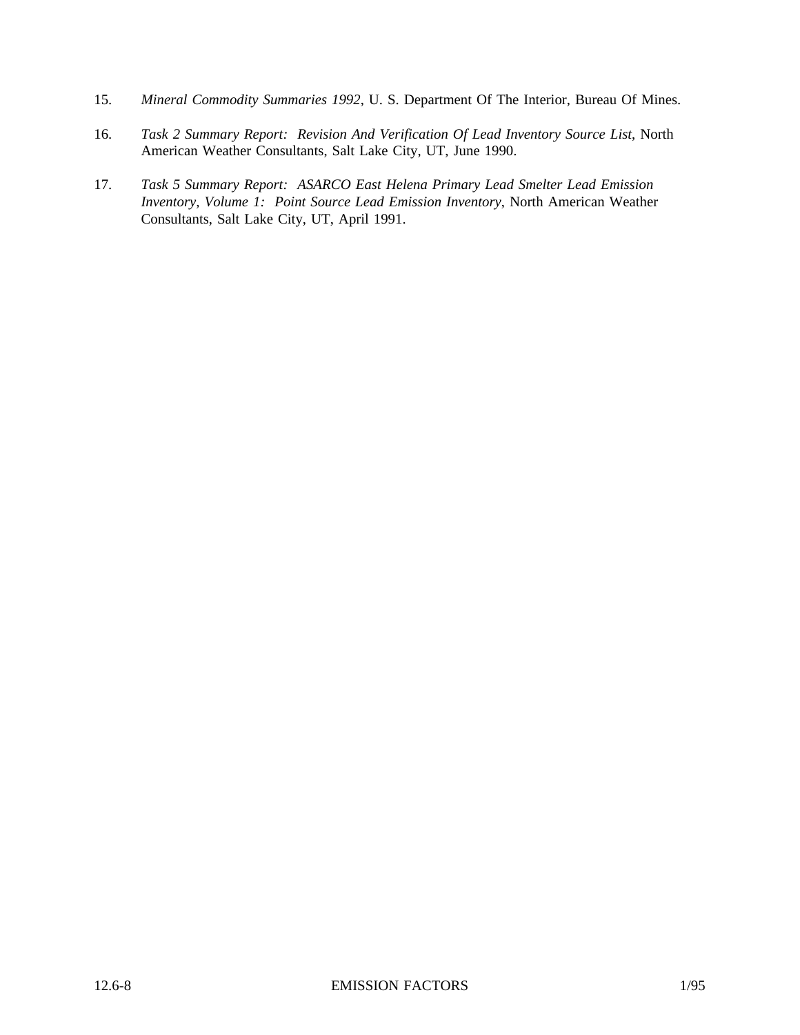15. *Mineral Commodity Summaries 1992*, U. S. Department Of The Interior, Bureau Of Mines.

16. *Task 2 Summary Report: Revision And Verification Of Lead Inventory Source List*, North American Weather Consultants, Salt Lake City, UT, June 1990.

17. *Task 5 Summary Report: ASARCO East Helena Primary Lead Smelter Lead Emission Inventory, Volume 1: Point Source Lead Emission Inventory*, North American Weather Consultants, Salt Lake City, UT, April 1991.